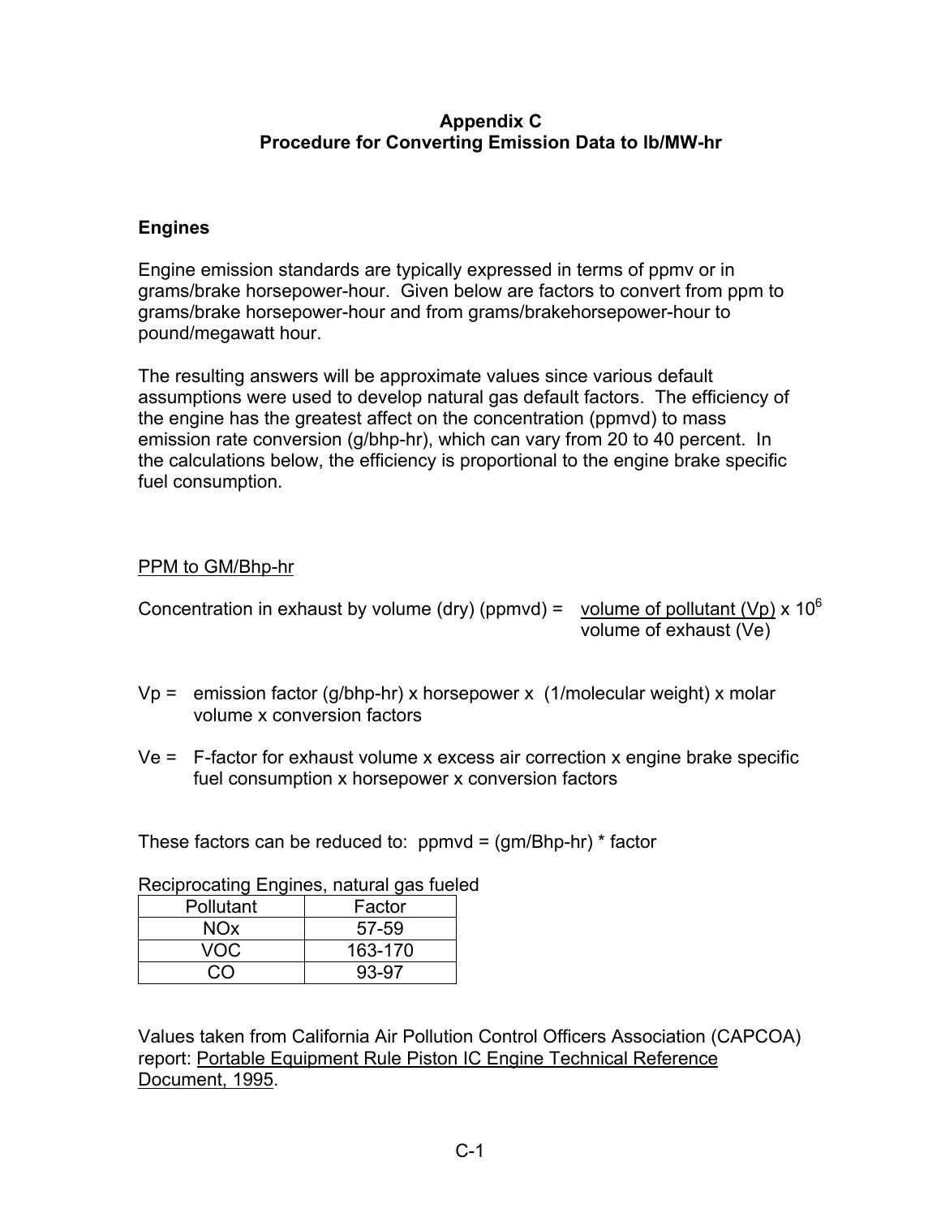# Appendix C
# Procedure for Converting Emission Data to lb/MW-hr

## Engines

Engine emission standards are typically expressed in terms of ppmv or in grams/brake horsepower-hour. Given below are factors to convert from ppm to grams/brake horsepower-hour and from grams/brakehorsepower-hour to pound/megawatt hour.

The resulting answers will be approximate values since various default assumptions were used to develop natural gas default factors. The efficiency of the engine has the greatest affect on the concentration (ppmvd) to mass emission rate conversion (g/bhp-hr), which can vary from 20 to 40 percent. In the calculations below, the efficiency is proportional to the engine brake specific fuel consumption.

PPM to GM/Bhp-hr

$$\text{Concentration in exhaust by volume (dry) (ppmvd)} = \frac{\text{volume of pollutant (Vp)}}{\text{volume of exhaust (Ve)}} \times 10^6$$

Vp = emission factor (g/bhp-hr) x horsepower x (1/molecular weight) x molar volume x conversion factors

Ve = F-factor for exhaust volume x excess air correction x engine brake specific fuel consumption x horsepower x conversion factors

These factors can be reduced to: ppmvd = (gm/Bhp-hr) * factor

Reciprocating Engines, natural gas fueled

| Pollutant | Factor |
|---|---|
| NOx | 57-59 |
| VOC | 163-170 |
| CO | 93-97 |

Values taken from California Air Pollution Control Officers Association (CAPCOA) report: Portable Equipment Rule Piston IC Engine Technical Reference Document, 1995.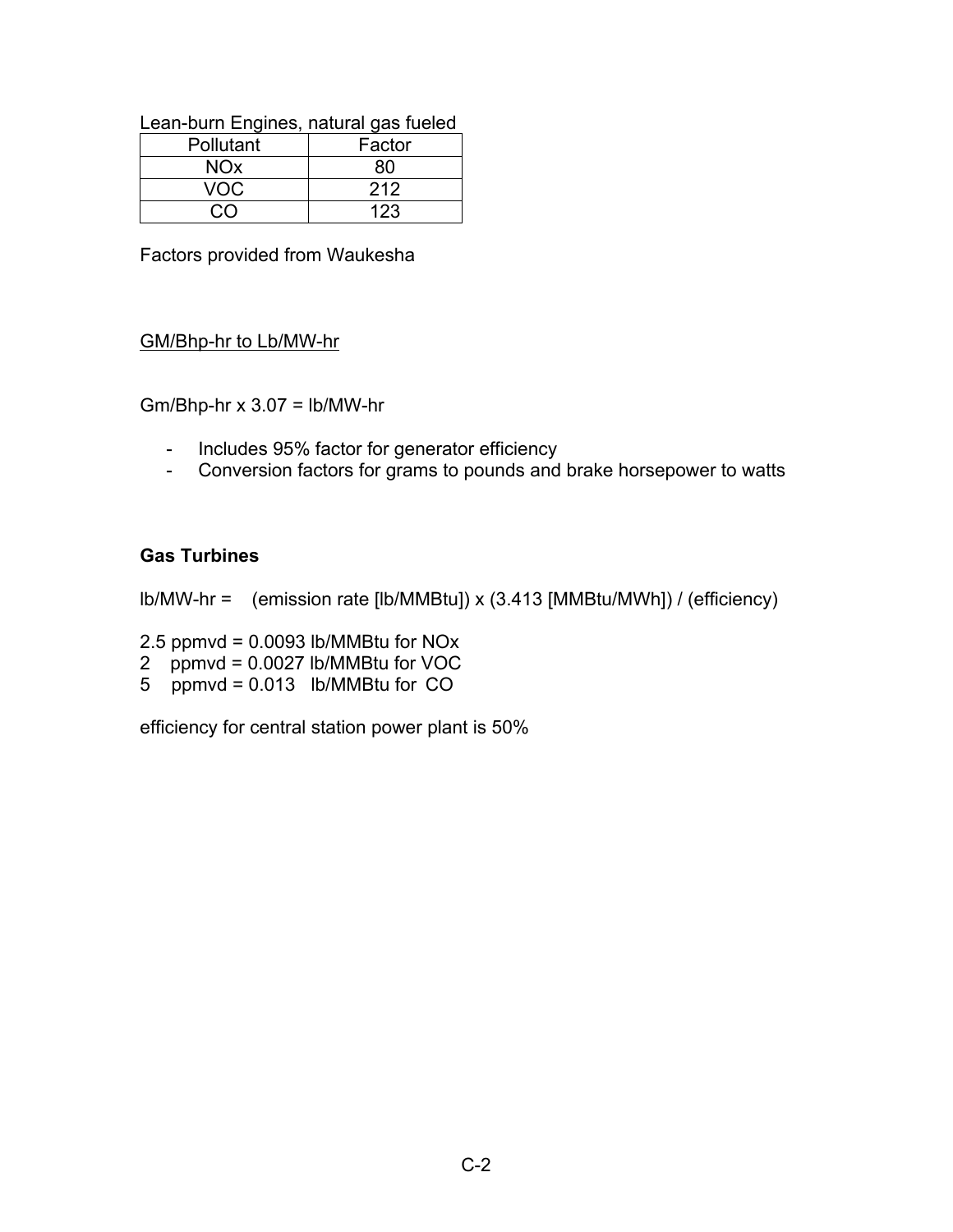Lean-burn Engines, natural gas fueled

| Pollutant | Factor |
| --- | --- |
| NOx | 80 |
| VOC | 212 |
| CO | 123 |

Factors provided from Waukesha

GM/Bhp-hr to Lb/MW-hr

Gm/Bhp-hr x 3.07 = lb/MW-hr

- Includes 95% factor for generator efficiency
- Conversion factors for grams to pounds and brake horsepower to watts

**Gas Turbines**

lb/MW-hr = (emission rate [lb/MMBtu]) x (3.413 [MMBtu/MWh]) / (efficiency)

2.5 ppmvd = 0.0093 lb/MMBtu for NOx
2 ppmvd = 0.0027 lb/MMBtu for VOC
5 ppmvd = 0.013 lb/MMBtu for CO

efficiency for central station power plant is 50%